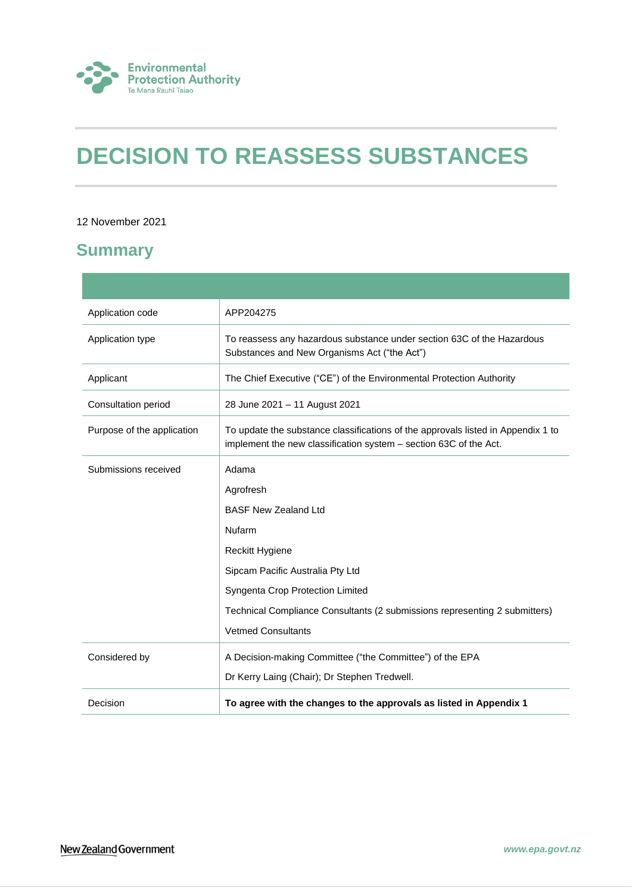Environmental Protection Authority
Te Mana Rauhī Taiao

# DECISION TO REASSESS SUBSTANCES

12 November 2021

## Summary

| | |
|---|---|
| Application code | APP204275 |
| Application type | To reassess any hazardous substance under section 63C of the Hazardous Substances and New Organisms Act ("the Act") |
| Applicant | The Chief Executive ("CE") of the Environmental Protection Authority |
| Consultation period | 28 June 2021 – 11 August 2021 |
| Purpose of the application | To update the substance classifications of the approvals listed in Appendix 1 to implement the new classification system – section 63C of the Act. |
| Submissions received | Adama<br>Agrofresh<br>BASF New Zealand Ltd<br>Nufarm<br>Reckitt Hygiene<br>Sipcam Pacific Australia Pty Ltd<br>Syngenta Crop Protection Limited<br>Technical Compliance Consultants (2 submissions representing 2 submitters)<br>Vetmed Consultants |
| Considered by | A Decision-making Committee ("the Committee") of the EPA<br>Dr Kerry Laing (Chair); Dr Stephen Tredwell. |
| Decision | **To agree with the changes to the approvals as listed in Appendix 1** |

New Zealand Government

www.epa.govt.nz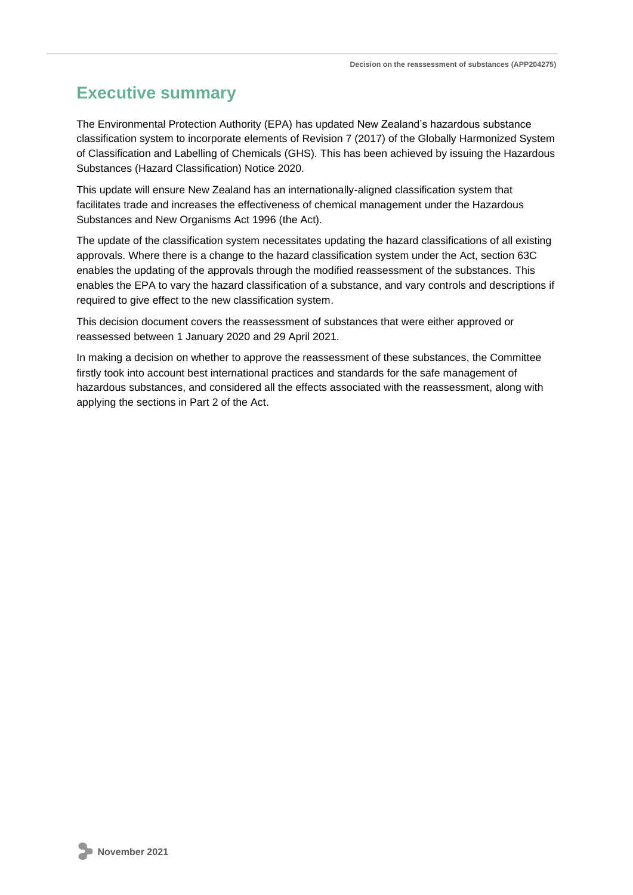# Executive summary

The Environmental Protection Authority (EPA) has updated New Zealand's hazardous substance classification system to incorporate elements of Revision 7 (2017) of the Globally Harmonized System of Classification and Labelling of Chemicals (GHS). This has been achieved by issuing the Hazardous Substances (Hazard Classification) Notice 2020.

This update will ensure New Zealand has an internationally-aligned classification system that facilitates trade and increases the effectiveness of chemical management under the Hazardous Substances and New Organisms Act 1996 (the Act).

The update of the classification system necessitates updating the hazard classifications of all existing approvals. Where there is a change to the hazard classification system under the Act, section 63C enables the updating of the approvals through the modified reassessment of the substances. This enables the EPA to vary the hazard classification of a substance, and vary controls and descriptions if required to give effect to the new classification system.

This decision document covers the reassessment of substances that were either approved or reassessed between 1 January 2020 and 29 April 2021.

In making a decision on whether to approve the reassessment of these substances, the Committee firstly took into account best international practices and standards for the safe management of hazardous substances, and considered all the effects associated with the reassessment, along with applying the sections in Part 2 of the Act.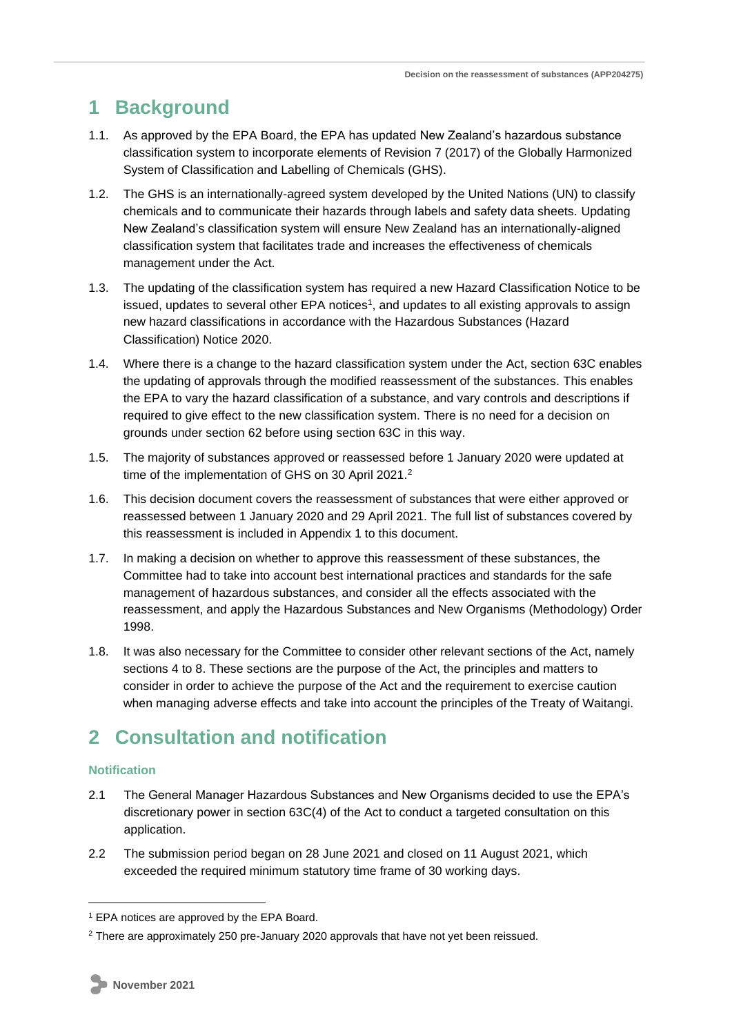# 1 Background

1.1. As approved by the EPA Board, the EPA has updated New Zealand's hazardous substance classification system to incorporate elements of Revision 7 (2017) of the Globally Harmonized System of Classification and Labelling of Chemicals (GHS).

1.2. The GHS is an internationally-agreed system developed by the United Nations (UN) to classify chemicals and to communicate their hazards through labels and safety data sheets. Updating New Zealand's classification system will ensure New Zealand has an internationally-aligned classification system that facilitates trade and increases the effectiveness of chemicals management under the Act.

1.3. The updating of the classification system has required a new Hazard Classification Notice to be issued, updates to several other EPA notices[1], and updates to all existing approvals to assign new hazard classifications in accordance with the Hazardous Substances (Hazard Classification) Notice 2020.

1.4. Where there is a change to the hazard classification system under the Act, section 63C enables the updating of approvals through the modified reassessment of the substances. This enables the EPA to vary the hazard classification of a substance, and vary controls and descriptions if required to give effect to the new classification system. There is no need for a decision on grounds under section 62 before using section 63C in this way.

1.5. The majority of substances approved or reassessed before 1 January 2020 were updated at time of the implementation of GHS on 30 April 2021.[2]

1.6. This decision document covers the reassessment of substances that were either approved or reassessed between 1 January 2020 and 29 April 2021. The full list of substances covered by this reassessment is included in Appendix 1 to this document.

1.7. In making a decision on whether to approve this reassessment of these substances, the Committee had to take into account best international practices and standards for the safe management of hazardous substances, and consider all the effects associated with the reassessment, and apply the Hazardous Substances and New Organisms (Methodology) Order 1998.

1.8. It was also necessary for the Committee to consider other relevant sections of the Act, namely sections 4 to 8. These sections are the purpose of the Act, the principles and matters to consider in order to achieve the purpose of the Act and the requirement to exercise caution when managing adverse effects and take into account the principles of the Treaty of Waitangi.

# 2 Consultation and notification

### Notification

2.1 The General Manager Hazardous Substances and New Organisms decided to use the EPA's discretionary power in section 63C(4) of the Act to conduct a targeted consultation on this application.

2.2 The submission period began on 28 June 2021 and closed on 11 August 2021, which exceeded the required minimum statutory time frame of 30 working days.

[1] EPA notices are approved by the EPA Board.

[2] There are approximately 250 pre-January 2020 approvals that have not yet been reissued.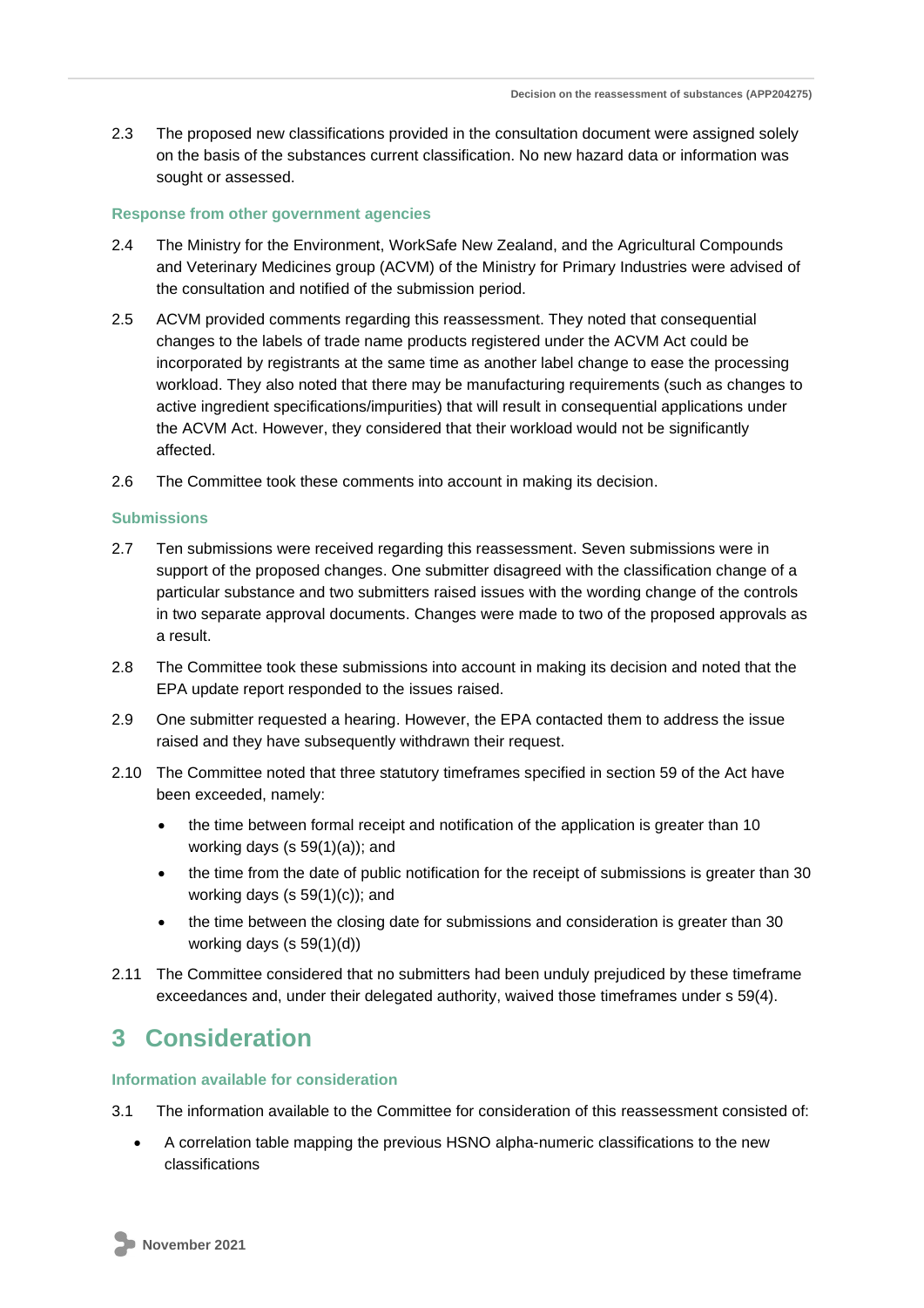2.3 The proposed new classifications provided in the consultation document were assigned solely on the basis of the substances current classification. No new hazard data or information was sought or assessed.

### Response from other government agencies

2.4 The Ministry for the Environment, WorkSafe New Zealand, and the Agricultural Compounds and Veterinary Medicines group (ACVM) of the Ministry for Primary Industries were advised of the consultation and notified of the submission period.

2.5 ACVM provided comments regarding this reassessment. They noted that consequential changes to the labels of trade name products registered under the ACVM Act could be incorporated by registrants at the same time as another label change to ease the processing workload. They also noted that there may be manufacturing requirements (such as changes to active ingredient specifications/impurities) that will result in consequential applications under the ACVM Act. However, they considered that their workload would not be significantly affected.

2.6 The Committee took these comments into account in making its decision.

### Submissions

2.7 Ten submissions were received regarding this reassessment. Seven submissions were in support of the proposed changes. One submitter disagreed with the classification change of a particular substance and two submitters raised issues with the wording change of the controls in two separate approval documents. Changes were made to two of the proposed approvals as a result.

2.8 The Committee took these submissions into account in making its decision and noted that the EPA update report responded to the issues raised.

2.9 One submitter requested a hearing. However, the EPA contacted them to address the issue raised and they have subsequently withdrawn their request.

2.10 The Committee noted that three statutory timeframes specified in section 59 of the Act have been exceeded, namely:

- the time between formal receipt and notification of the application is greater than 10 working days (s 59(1)(a)); and
- the time from the date of public notification for the receipt of submissions is greater than 30 working days (s 59(1)(c)); and
- the time between the closing date for submissions and consideration is greater than 30 working days (s 59(1)(d))

2.11 The Committee considered that no submitters had been unduly prejudiced by these timeframe exceedances and, under their delegated authority, waived those timeframes under s 59(4).

# 3 Consideration

### Information available for consideration

3.1 The information available to the Committee for consideration of this reassessment consisted of:

- A correlation table mapping the previous HSNO alpha-numeric classifications to the new classifications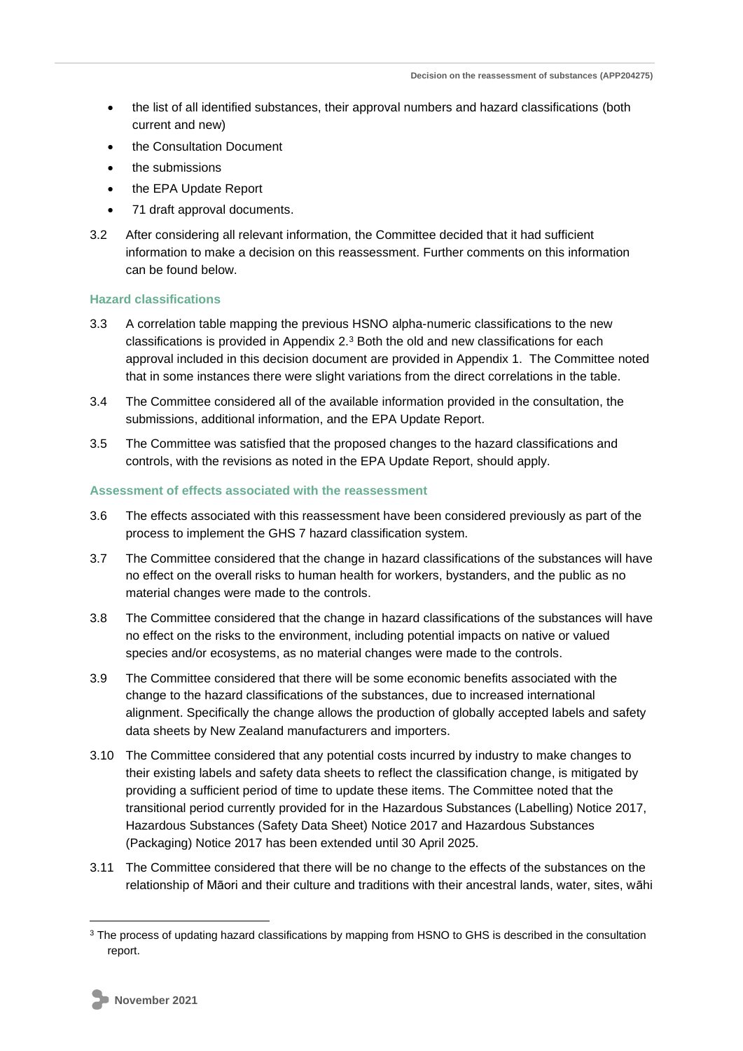- the list of all identified substances, their approval numbers and hazard classifications (both current and new)
- the Consultation Document
- the submissions
- the EPA Update Report
- 71 draft approval documents.

3.2 After considering all relevant information, the Committee decided that it had sufficient information to make a decision on this reassessment. Further comments on this information can be found below.

### Hazard classifications

3.3 A correlation table mapping the previous HSNO alpha-numeric classifications to the new classifications is provided in Appendix 2.[3] Both the old and new classifications for each approval included in this decision document are provided in Appendix 1. The Committee noted that in some instances there were slight variations from the direct correlations in the table.

3.4 The Committee considered all of the available information provided in the consultation, the submissions, additional information, and the EPA Update Report.

3.5 The Committee was satisfied that the proposed changes to the hazard classifications and controls, with the revisions as noted in the EPA Update Report, should apply.

### Assessment of effects associated with the reassessment

3.6 The effects associated with this reassessment have been considered previously as part of the process to implement the GHS 7 hazard classification system.

3.7 The Committee considered that the change in hazard classifications of the substances will have no effect on the overall risks to human health for workers, bystanders, and the public as no material changes were made to the controls.

3.8 The Committee considered that the change in hazard classifications of the substances will have no effect on the risks to the environment, including potential impacts on native or valued species and/or ecosystems, as no material changes were made to the controls.

3.9 The Committee considered that there will be some economic benefits associated with the change to the hazard classifications of the substances, due to increased international alignment. Specifically the change allows the production of globally accepted labels and safety data sheets by New Zealand manufacturers and importers.

3.10 The Committee considered that any potential costs incurred by industry to make changes to their existing labels and safety data sheets to reflect the classification change, is mitigated by providing a sufficient period of time to update these items. The Committee noted that the transitional period currently provided for in the Hazardous Substances (Labelling) Notice 2017, Hazardous Substances (Safety Data Sheet) Notice 2017 and Hazardous Substances (Packaging) Notice 2017 has been extended until 30 April 2025.

3.11 The Committee considered that there will be no change to the effects of the substances on the relationship of Māori and their culture and traditions with their ancestral lands, water, sites, wāhi

[3] The process of updating hazard classifications by mapping from HSNO to GHS is described in the consultation report.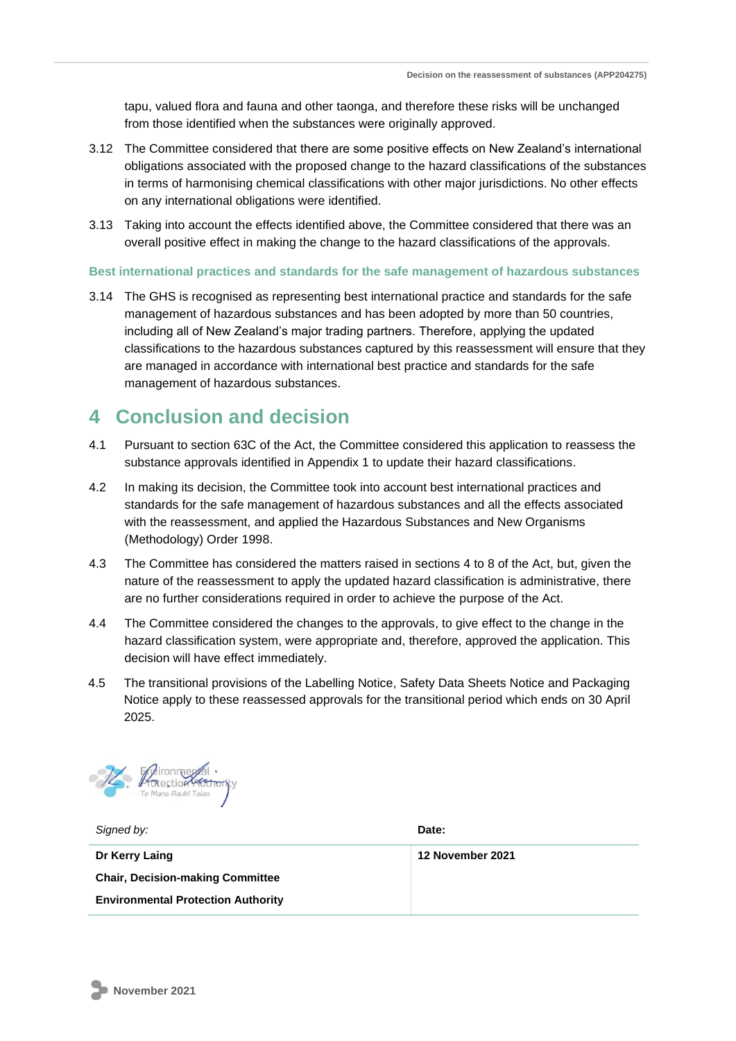tapu, valued flora and fauna and other taonga, and therefore these risks will be unchanged from those identified when the substances were originally approved.

3.12 The Committee considered that there are some positive effects on New Zealand's international obligations associated with the proposed change to the hazard classifications of the substances in terms of harmonising chemical classifications with other major jurisdictions. No other effects on any international obligations were identified.

3.13 Taking into account the effects identified above, the Committee considered that there was an overall positive effect in making the change to the hazard classifications of the approvals.

### Best international practices and standards for the safe management of hazardous substances

3.14 The GHS is recognised as representing best international practice and standards for the safe management of hazardous substances and has been adopted by more than 50 countries, including all of New Zealand's major trading partners. Therefore, applying the updated classifications to the hazardous substances captured by this reassessment will ensure that they are managed in accordance with international best practice and standards for the safe management of hazardous substances.

## 4 Conclusion and decision

4.1 Pursuant to section 63C of the Act, the Committee considered this application to reassess the substance approvals identified in Appendix 1 to update their hazard classifications.

4.2 In making its decision, the Committee took into account best international practices and standards for the safe management of hazardous substances and all the effects associated with the reassessment, and applied the Hazardous Substances and New Organisms (Methodology) Order 1998.

4.3 The Committee has considered the matters raised in sections 4 to 8 of the Act, but, given the nature of the reassessment to apply the updated hazard classification is administrative, there are no further considerations required in order to achieve the purpose of the Act.

4.4 The Committee considered the changes to the approvals, to give effect to the change in the hazard classification system, were appropriate and, therefore, approved the application. This decision will have effect immediately.

4.5 The transitional provisions of the Labelling Notice, Safety Data Sheets Notice and Packaging Notice apply to these reassessed approvals for the transitional period which ends on 30 April 2025.

| *Signed by:* | **Date:** |
|---|---|
| **Dr Kerry Laing**<br>**Chair, Decision-making Committee**<br>**Environmental Protection Authority** | **12 November 2021** |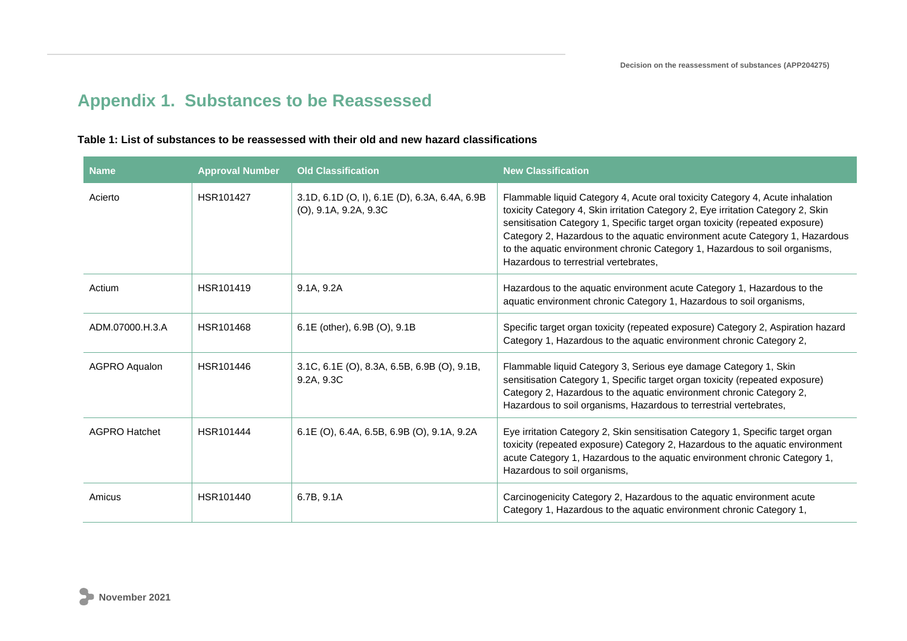# Appendix 1. Substances to be Reassessed

**Table 1: List of substances to be reassessed with their old and new hazard classifications**

| Name | Approval Number | Old Classification | New Classification |
|---|---|---|---|
| Acierto | HSR101427 | 3.1D, 6.1D (O, I), 6.1E (D), 6.3A, 6.4A, 6.9B (O), 9.1A, 9.2A, 9.3C | Flammable liquid Category 4, Acute oral toxicity Category 4, Acute inhalation toxicity Category 4, Skin irritation Category 2, Eye irritation Category 2, Skin sensitisation Category 1, Specific target organ toxicity (repeated exposure) Category 2, Hazardous to the aquatic environment acute Category 1, Hazardous to the aquatic environment chronic Category 1, Hazardous to soil organisms, Hazardous to terrestrial vertebrates, |
| Actium | HSR101419 | 9.1A, 9.2A | Hazardous to the aquatic environment acute Category 1, Hazardous to the aquatic environment chronic Category 1, Hazardous to soil organisms, |
| ADM.07000.H.3.A | HSR101468 | 6.1E (other), 6.9B (O), 9.1B | Specific target organ toxicity (repeated exposure) Category 2, Aspiration hazard Category 1, Hazardous to the aquatic environment chronic Category 2, |
| AGPRO Aqualon | HSR101446 | 3.1C, 6.1E (O), 8.3A, 6.5B, 6.9B (O), 9.1B, 9.2A, 9.3C | Flammable liquid Category 3, Serious eye damage Category 1, Skin sensitisation Category 1, Specific target organ toxicity (repeated exposure) Category 2, Hazardous to the aquatic environment chronic Category 2, Hazardous to soil organisms, Hazardous to terrestrial vertebrates, |
| AGPRO Hatchet | HSR101444 | 6.1E (O), 6.4A, 6.5B, 6.9B (O), 9.1A, 9.2A | Eye irritation Category 2, Skin sensitisation Category 1, Specific target organ toxicity (repeated exposure) Category 2, Hazardous to the aquatic environment acute Category 1, Hazardous to the aquatic environment chronic Category 1, Hazardous to soil organisms, |
| Amicus | HSR101440 | 6.7B, 9.1A | Carcinogenicity Category 2, Hazardous to the aquatic environment acute Category 1, Hazardous to the aquatic environment chronic Category 1, |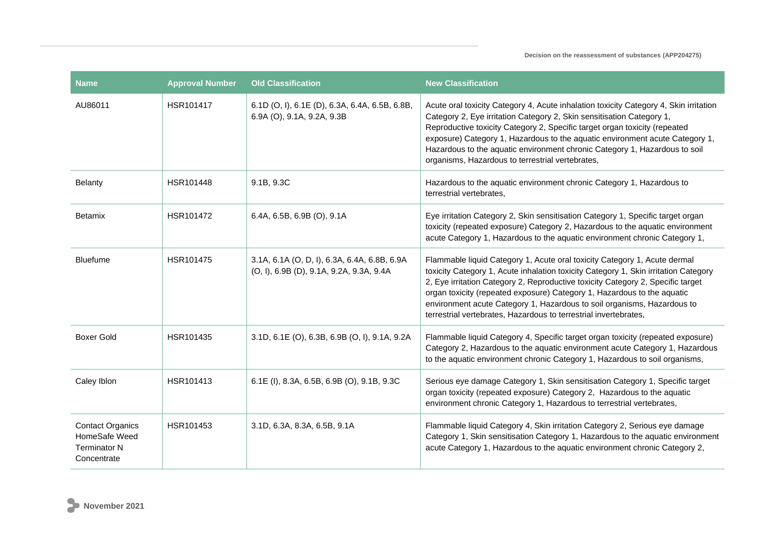| Name | Approval Number | Old Classification | New Classification |
| --- | --- | --- | --- |
| AU86011 | HSR101417 | 6.1D (O, I), 6.1E (D), 6.3A, 6.4A, 6.5B, 6.8B, 6.9A (O), 9.1A, 9.2A, 9.3B | Acute oral toxicity Category 4, Acute inhalation toxicity Category 4, Skin irritation Category 2, Eye irritation Category 2, Skin sensitisation Category 1, Reproductive toxicity Category 2, Specific target organ toxicity (repeated exposure) Category 1, Hazardous to the aquatic environment acute Category 1, Hazardous to the aquatic environment chronic Category 1, Hazardous to soil organisms, Hazardous to terrestrial vertebrates, |
| Belanty | HSR101448 | 9.1B, 9.3C | Hazardous to the aquatic environment chronic Category 1, Hazardous to terrestrial vertebrates, |
| Betamix | HSR101472 | 6.4A, 6.5B, 6.9B (O), 9.1A | Eye irritation Category 2, Skin sensitisation Category 1, Specific target organ toxicity (repeated exposure) Category 2, Hazardous to the aquatic environment acute Category 1, Hazardous to the aquatic environment chronic Category 1, |
| Bluefume | HSR101475 | 3.1A, 6.1A (O, D, I), 6.3A, 6.4A, 6.8B, 6.9A (O, I), 6.9B (D), 9.1A, 9.2A, 9.3A, 9.4A | Flammable liquid Category 1, Acute oral toxicity Category 1, Acute dermal toxicity Category 1, Acute inhalation toxicity Category 1, Skin irritation Category 2, Eye irritation Category 2, Reproductive toxicity Category 2, Specific target organ toxicity (repeated exposure) Category 1, Hazardous to the aquatic environment acute Category 1, Hazardous to soil organisms, Hazardous to terrestrial vertebrates, Hazardous to terrestrial invertebrates, |
| Boxer Gold | HSR101435 | 3.1D, 6.1E (O), 6.3B, 6.9B (O, I), 9.1A, 9.2A | Flammable liquid Category 4, Specific target organ toxicity (repeated exposure) Category 2, Hazardous to the aquatic environment acute Category 1, Hazardous to the aquatic environment chronic Category 1, Hazardous to soil organisms, |
| Caley Iblon | HSR101413 | 6.1E (I), 8.3A, 6.5B, 6.9B (O), 9.1B, 9.3C | Serious eye damage Category 1, Skin sensitisation Category 1, Specific target organ toxicity (repeated exposure) Category 2, Hazardous to the aquatic environment chronic Category 1, Hazardous to terrestrial vertebrates, |
| Contact Organics HomeSafe Weed Terminator N Concentrate | HSR101453 | 3.1D, 6.3A, 8.3A, 6.5B, 9.1A | Flammable liquid Category 4, Skin irritation Category 2, Serious eye damage Category 1, Skin sensitisation Category 1, Hazardous to the aquatic environment acute Category 1, Hazardous to the aquatic environment chronic Category 2, |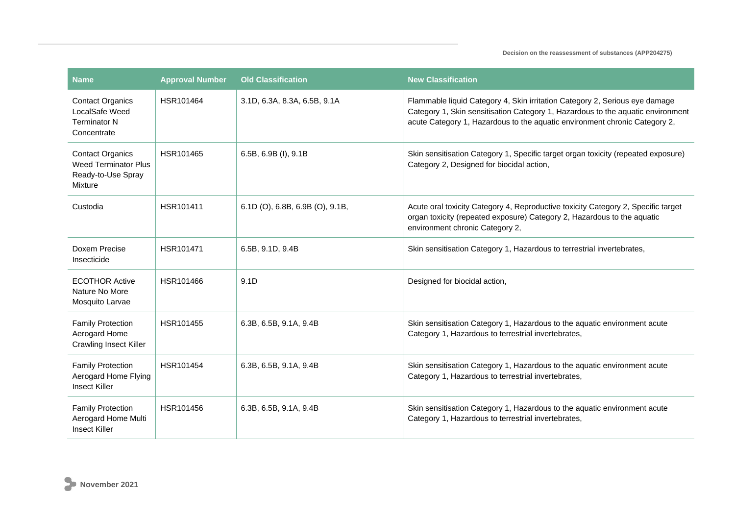| Name | Approval Number | Old Classification | New Classification |
|---|---|---|---|
| Contact Organics LocalSafe Weed Terminator N Concentrate | HSR101464 | 3.1D, 6.3A, 8.3A, 6.5B, 9.1A | Flammable liquid Category 4, Skin irritation Category 2, Serious eye damage Category 1, Skin sensitisation Category 1, Hazardous to the aquatic environment acute Category 1, Hazardous to the aquatic environment chronic Category 2, |
| Contact Organics Weed Terminator Plus Ready-to-Use Spray Mixture | HSR101465 | 6.5B, 6.9B (I), 9.1B | Skin sensitisation Category 1, Specific target organ toxicity (repeated exposure) Category 2, Designed for biocidal action, |
| Custodia | HSR101411 | 6.1D (O), 6.8B, 6.9B (O), 9.1B, | Acute oral toxicity Category 4, Reproductive toxicity Category 2, Specific target organ toxicity (repeated exposure) Category 2, Hazardous to the aquatic environment chronic Category 2, |
| Doxem Precise Insecticide | HSR101471 | 6.5B, 9.1D, 9.4B | Skin sensitisation Category 1, Hazardous to terrestrial invertebrates, |
| ECOTHOR Active Nature No More Mosquito Larvae | HSR101466 | 9.1D | Designed for biocidal action, |
| Family Protection Aerogard Home Crawling Insect Killer | HSR101455 | 6.3B, 6.5B, 9.1A, 9.4B | Skin sensitisation Category 1, Hazardous to the aquatic environment acute Category 1, Hazardous to terrestrial invertebrates, |
| Family Protection Aerogard Home Flying Insect Killer | HSR101454 | 6.3B, 6.5B, 9.1A, 9.4B | Skin sensitisation Category 1, Hazardous to the aquatic environment acute Category 1, Hazardous to terrestrial invertebrates, |
| Family Protection Aerogard Home Multi Insect Killer | HSR101456 | 6.3B, 6.5B, 9.1A, 9.4B | Skin sensitisation Category 1, Hazardous to the aquatic environment acute Category 1, Hazardous to terrestrial invertebrates, |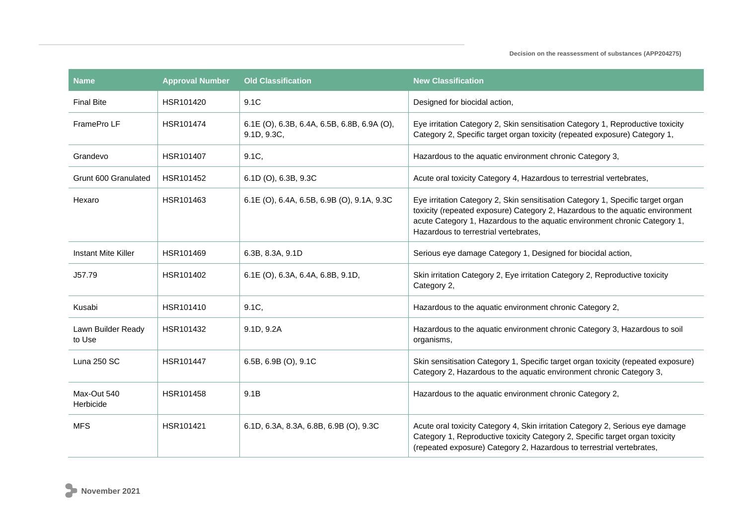| Name | Approval Number | Old Classification | New Classification |
|---|---|---|---|
| Final Bite | HSR101420 | 9.1C | Designed for biocidal action, |
| FramePro LF | HSR101474 | 6.1E (O), 6.3B, 6.4A, 6.5B, 6.8B, 6.9A (O), 9.1D, 9.3C, | Eye irritation Category 2, Skin sensitisation Category 1, Reproductive toxicity Category 2, Specific target organ toxicity (repeated exposure) Category 1, |
| Grandevo | HSR101407 | 9.1C, | Hazardous to the aquatic environment chronic Category 3, |
| Grunt 600 Granulated | HSR101452 | 6.1D (O), 6.3B, 9.3C | Acute oral toxicity Category 4, Hazardous to terrestrial vertebrates, |
| Hexaro | HSR101463 | 6.1E (O), 6.4A, 6.5B, 6.9B (O), 9.1A, 9.3C | Eye irritation Category 2, Skin sensitisation Category 1, Specific target organ toxicity (repeated exposure) Category 2, Hazardous to the aquatic environment acute Category 1, Hazardous to the aquatic environment chronic Category 1, Hazardous to terrestrial vertebrates, |
| Instant Mite Killer | HSR101469 | 6.3B, 8.3A, 9.1D | Serious eye damage Category 1, Designed for biocidal action, |
| J57.79 | HSR101402 | 6.1E (O), 6.3A, 6.4A, 6.8B, 9.1D, | Skin irritation Category 2, Eye irritation Category 2, Reproductive toxicity Category 2, |
| Kusabi | HSR101410 | 9.1C, | Hazardous to the aquatic environment chronic Category 2, |
| Lawn Builder Ready to Use | HSR101432 | 9.1D, 9.2A | Hazardous to the aquatic environment chronic Category 3, Hazardous to soil organisms, |
| Luna 250 SC | HSR101447 | 6.5B, 6.9B (O), 9.1C | Skin sensitisation Category 1, Specific target organ toxicity (repeated exposure) Category 2, Hazardous to the aquatic environment chronic Category 3, |
| Max-Out 540 Herbicide | HSR101458 | 9.1B | Hazardous to the aquatic environment chronic Category 2, |
| MFS | HSR101421 | 6.1D, 6.3A, 8.3A, 6.8B, 6.9B (O), 9.3C | Acute oral toxicity Category 4, Skin irritation Category 2, Serious eye damage Category 1, Reproductive toxicity Category 2, Specific target organ toxicity (repeated exposure) Category 2, Hazardous to terrestrial vertebrates, |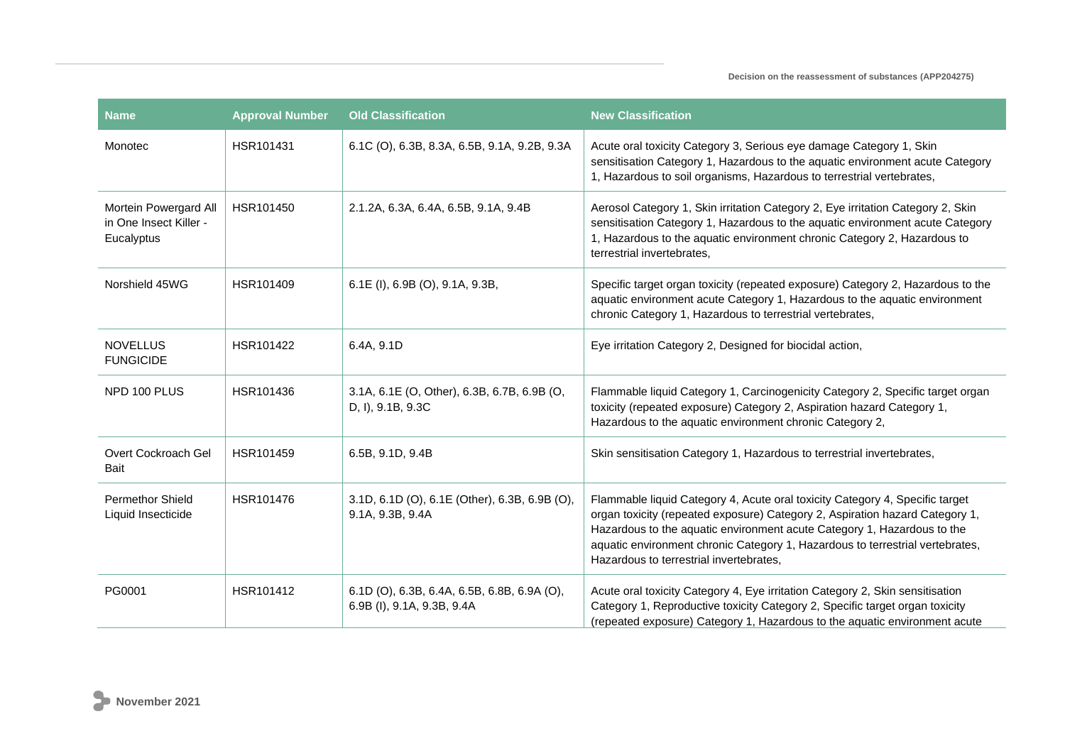| Name | Approval Number | Old Classification | New Classification |
|---|---|---|---|
| Monotec | HSR101431 | 6.1C (O), 6.3B, 8.3A, 6.5B, 9.1A, 9.2B, 9.3A | Acute oral toxicity Category 3, Serious eye damage Category 1, Skin sensitisation Category 1, Hazardous to the aquatic environment acute Category 1, Hazardous to soil organisms, Hazardous to terrestrial vertebrates, |
| Mortein Powergard All in One Insect Killer - Eucalyptus | HSR101450 | 2.1.2A, 6.3A, 6.4A, 6.5B, 9.1A, 9.4B | Aerosol Category 1, Skin irritation Category 2, Eye irritation Category 2, Skin sensitisation Category 1, Hazardous to the aquatic environment acute Category 1, Hazardous to the aquatic environment chronic Category 2, Hazardous to terrestrial invertebrates, |
| Norshield 45WG | HSR101409 | 6.1E (I), 6.9B (O), 9.1A, 9.3B, | Specific target organ toxicity (repeated exposure) Category 2, Hazardous to the aquatic environment acute Category 1, Hazardous to the aquatic environment chronic Category 1, Hazardous to terrestrial vertebrates, |
| NOVELLUS FUNGICIDE | HSR101422 | 6.4A, 9.1D | Eye irritation Category 2, Designed for biocidal action, |
| NPD 100 PLUS | HSR101436 | 3.1A, 6.1E (O, Other), 6.3B, 6.7B, 6.9B (O, D, I), 9.1B, 9.3C | Flammable liquid Category 1, Carcinogenicity Category 2, Specific target organ toxicity (repeated exposure) Category 2, Aspiration hazard Category 1, Hazardous to the aquatic environment chronic Category 2, |
| Overt Cockroach Gel Bait | HSR101459 | 6.5B, 9.1D, 9.4B | Skin sensitisation Category 1, Hazardous to terrestrial invertebrates, |
| Permethor Shield Liquid Insecticide | HSR101476 | 3.1D, 6.1D (O), 6.1E (Other), 6.3B, 6.9B (O), 9.1A, 9.3B, 9.4A | Flammable liquid Category 4, Acute oral toxicity Category 4, Specific target organ toxicity (repeated exposure) Category 2, Aspiration hazard Category 1, Hazardous to the aquatic environment acute Category 1, Hazardous to the aquatic environment chronic Category 1, Hazardous to terrestrial vertebrates, Hazardous to terrestrial invertebrates, |
| PG0001 | HSR101412 | 6.1D (O), 6.3B, 6.4A, 6.5B, 6.8B, 6.9A (O), 6.9B (I), 9.1A, 9.3B, 9.4A | Acute oral toxicity Category 4, Eye irritation Category 2, Skin sensitisation Category 1, Reproductive toxicity Category 2, Specific target organ toxicity (repeated exposure) Category 1, Hazardous to the aquatic environment acute |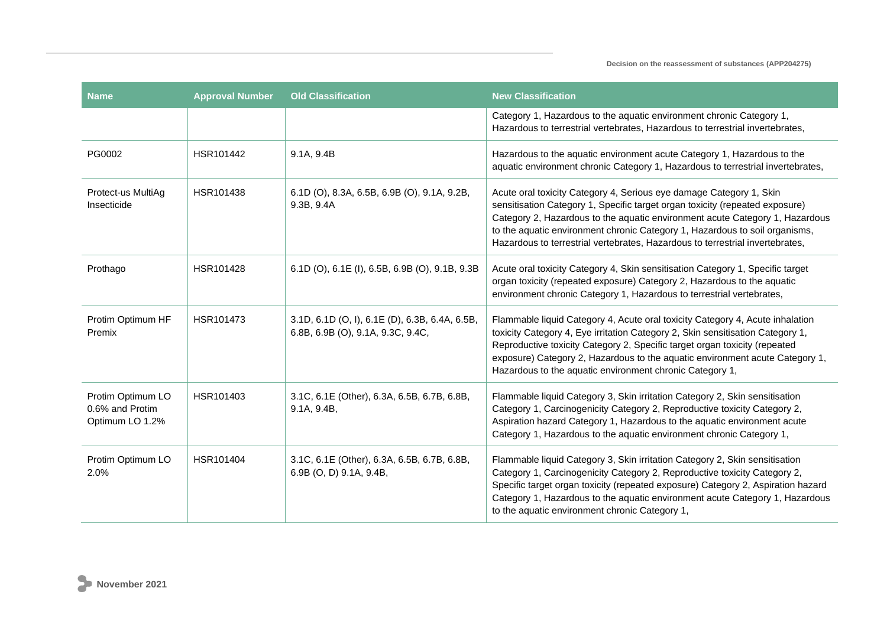| Name | Approval Number | Old Classification | New Classification |
|---|---|---|---|
| | | | Category 1, Hazardous to the aquatic environment chronic Category 1, Hazardous to terrestrial vertebrates, Hazardous to terrestrial invertebrates, |
| PG0002 | HSR101442 | 9.1A, 9.4B | Hazardous to the aquatic environment acute Category 1, Hazardous to the aquatic environment chronic Category 1, Hazardous to terrestrial invertebrates, |
| Protect-us MultiAg Insecticide | HSR101438 | 6.1D (O), 8.3A, 6.5B, 6.9B (O), 9.1A, 9.2B, 9.3B, 9.4A | Acute oral toxicity Category 4, Serious eye damage Category 1, Skin sensitisation Category 1, Specific target organ toxicity (repeated exposure) Category 2, Hazardous to the aquatic environment acute Category 1, Hazardous to the aquatic environment chronic Category 1, Hazardous to soil organisms, Hazardous to terrestrial vertebrates, Hazardous to terrestrial invertebrates, |
| Prothago | HSR101428 | 6.1D (O), 6.1E (I), 6.5B, 6.9B (O), 9.1B, 9.3B | Acute oral toxicity Category 4, Skin sensitisation Category 1, Specific target organ toxicity (repeated exposure) Category 2, Hazardous to the aquatic environment chronic Category 1, Hazardous to terrestrial vertebrates, |
| Protim Optimum HF Premix | HSR101473 | 3.1D, 6.1D (O, I), 6.1E (D), 6.3B, 6.4A, 6.5B, 6.8B, 6.9B (O), 9.1A, 9.3C, 9.4C, | Flammable liquid Category 4, Acute oral toxicity Category 4, Acute inhalation toxicity Category 4, Eye irritation Category 2, Skin sensitisation Category 1, Reproductive toxicity Category 2, Specific target organ toxicity (repeated exposure) Category 2, Hazardous to the aquatic environment acute Category 1, Hazardous to the aquatic environment chronic Category 1, |
| Protim Optimum LO 0.6% and Protim Optimum LO 1.2% | HSR101403 | 3.1C, 6.1E (Other), 6.3A, 6.5B, 6.7B, 6.8B, 9.1A, 9.4B, | Flammable liquid Category 3, Skin irritation Category 2, Skin sensitisation Category 1, Carcinogenicity Category 2, Reproductive toxicity Category 2, Aspiration hazard Category 1, Hazardous to the aquatic environment acute Category 1, Hazardous to the aquatic environment chronic Category 1, |
| Protim Optimum LO 2.0% | HSR101404 | 3.1C, 6.1E (Other), 6.3A, 6.5B, 6.7B, 6.8B, 6.9B (O, D) 9.1A, 9.4B, | Flammable liquid Category 3, Skin irritation Category 2, Skin sensitisation Category 1, Carcinogenicity Category 2, Reproductive toxicity Category 2, Specific target organ toxicity (repeated exposure) Category 2, Aspiration hazard Category 1, Hazardous to the aquatic environment acute Category 1, Hazardous to the aquatic environment chronic Category 1, |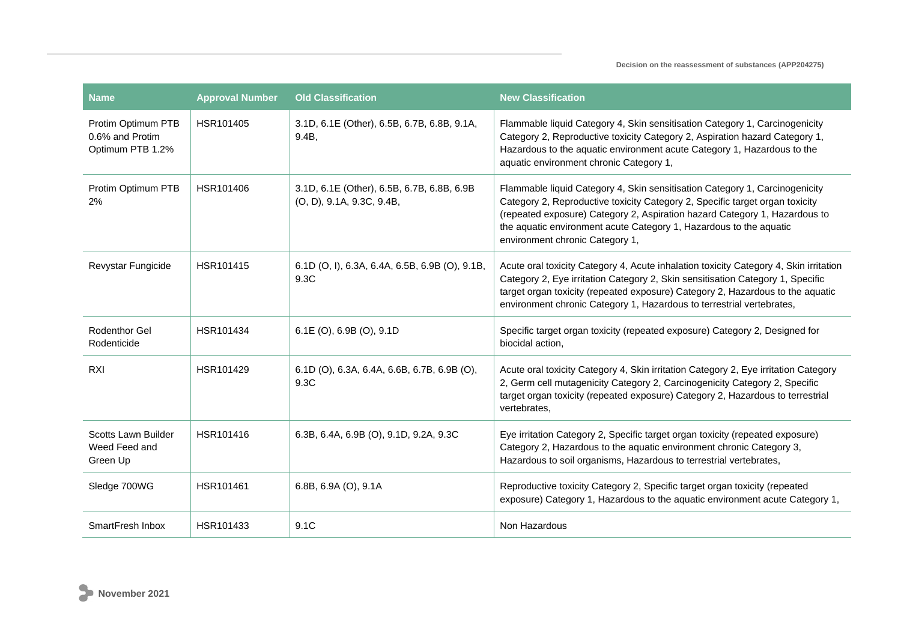| Name | Approval Number | Old Classification | New Classification |
|---|---|---|---|
| Protim Optimum PTB 0.6% and Protim Optimum PTB 1.2% | HSR101405 | 3.1D, 6.1E (Other), 6.5B, 6.7B, 6.8B, 9.1A, 9.4B, | Flammable liquid Category 4, Skin sensitisation Category 1, Carcinogenicity Category 2, Reproductive toxicity Category 2, Aspiration hazard Category 1, Hazardous to the aquatic environment acute Category 1, Hazardous to the aquatic environment chronic Category 1, |
| Protim Optimum PTB 2% | HSR101406 | 3.1D, 6.1E (Other), 6.5B, 6.7B, 6.8B, 6.9B (O, D), 9.1A, 9.3C, 9.4B, | Flammable liquid Category 4, Skin sensitisation Category 1, Carcinogenicity Category 2, Reproductive toxicity Category 2, Specific target organ toxicity (repeated exposure) Category 2, Aspiration hazard Category 1, Hazardous to the aquatic environment acute Category 1, Hazardous to the aquatic environment chronic Category 1, |
| Revystar Fungicide | HSR101415 | 6.1D (O, I), 6.3A, 6.4A, 6.5B, 6.9B (O), 9.1B, 9.3C | Acute oral toxicity Category 4, Acute inhalation toxicity Category 4, Skin irritation Category 2, Eye irritation Category 2, Skin sensitisation Category 1, Specific target organ toxicity (repeated exposure) Category 2, Hazardous to the aquatic environment chronic Category 1, Hazardous to terrestrial vertebrates, |
| Rodenthor Gel Rodenticide | HSR101434 | 6.1E (O), 6.9B (O), 9.1D | Specific target organ toxicity (repeated exposure) Category 2, Designed for biocidal action, |
| RXI | HSR101429 | 6.1D (O), 6.3A, 6.4A, 6.6B, 6.7B, 6.9B (O), 9.3C | Acute oral toxicity Category 4, Skin irritation Category 2, Eye irritation Category 2, Germ cell mutagenicity Category 2, Carcinogenicity Category 2, Specific target organ toxicity (repeated exposure) Category 2, Hazardous to terrestrial vertebrates, |
| Scotts Lawn Builder Weed Feed and Green Up | HSR101416 | 6.3B, 6.4A, 6.9B (O), 9.1D, 9.2A, 9.3C | Eye irritation Category 2, Specific target organ toxicity (repeated exposure) Category 2, Hazardous to the aquatic environment chronic Category 3, Hazardous to soil organisms, Hazardous to terrestrial vertebrates, |
| Sledge 700WG | HSR101461 | 6.8B, 6.9A (O), 9.1A | Reproductive toxicity Category 2, Specific target organ toxicity (repeated exposure) Category 1, Hazardous to the aquatic environment acute Category 1, |
| SmartFresh Inbox | HSR101433 | 9.1C | Non Hazardous |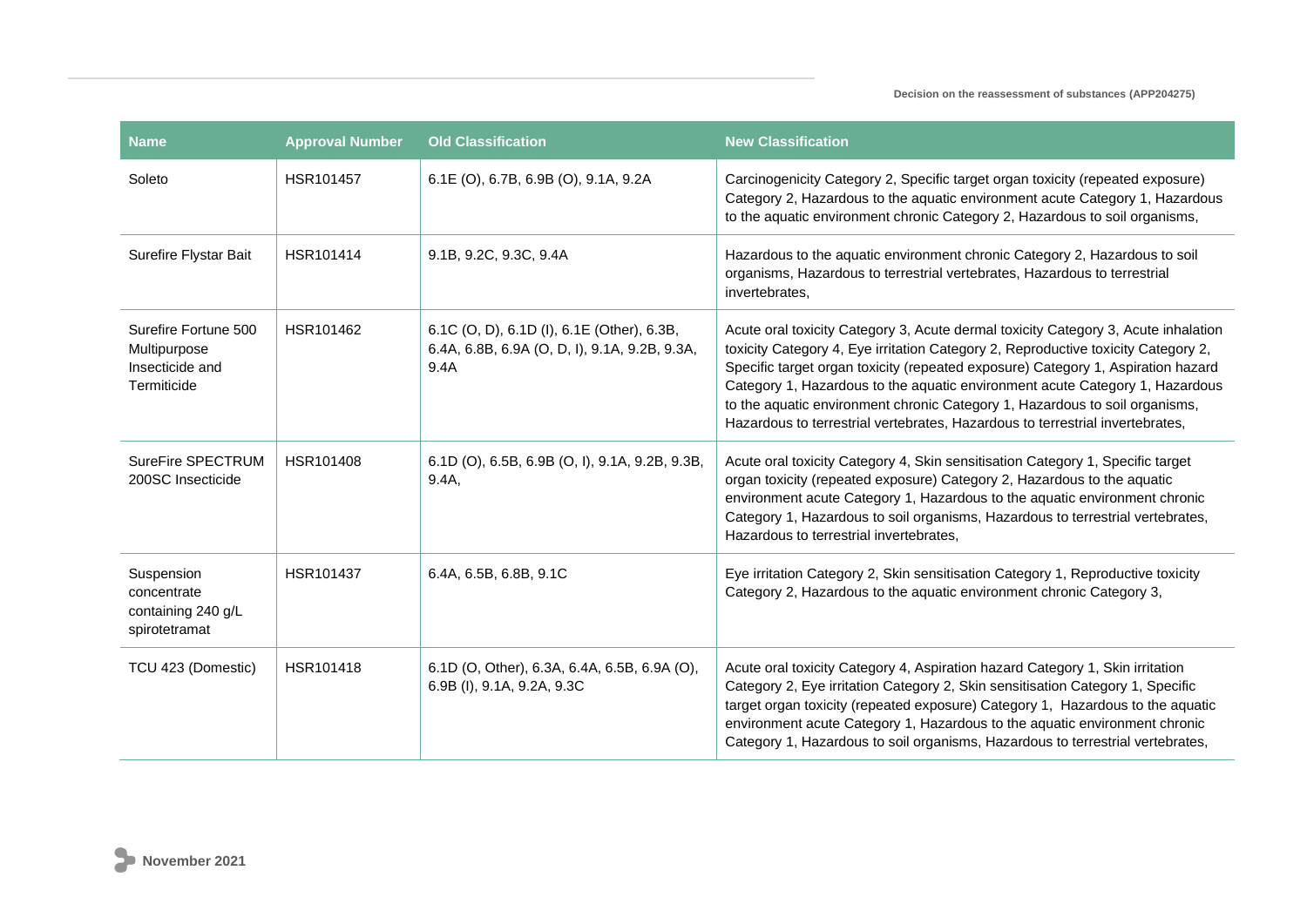| Name | Approval Number | Old Classification | New Classification |
| --- | --- | --- | --- |
| Soleto | HSR101457 | 6.1E (O), 6.7B, 6.9B (O), 9.1A, 9.2A | Carcinogenicity Category 2, Specific target organ toxicity (repeated exposure) Category 2, Hazardous to the aquatic environment acute Category 1, Hazardous to the aquatic environment chronic Category 2, Hazardous to soil organisms, |
| Surefire Flystar Bait | HSR101414 | 9.1B, 9.2C, 9.3C, 9.4A | Hazardous to the aquatic environment chronic Category 2, Hazardous to soil organisms, Hazardous to terrestrial vertebrates, Hazardous to terrestrial invertebrates, |
| Surefire Fortune 500 Multipurpose Insecticide and Termiticide | HSR101462 | 6.1C (O, D), 6.1D (I), 6.1E (Other), 6.3B, 6.4A, 6.8B, 6.9A (O, D, I), 9.1A, 9.2B, 9.3A, 9.4A | Acute oral toxicity Category 3, Acute dermal toxicity Category 3, Acute inhalation toxicity Category 4, Eye irritation Category 2, Reproductive toxicity Category 2, Specific target organ toxicity (repeated exposure) Category 1, Aspiration hazard Category 1, Hazardous to the aquatic environment acute Category 1, Hazardous to the aquatic environment chronic Category 1, Hazardous to soil organisms, Hazardous to terrestrial vertebrates, Hazardous to terrestrial invertebrates, |
| SureFire SPECTRUM 200SC Insecticide | HSR101408 | 6.1D (O), 6.5B, 6.9B (O, I), 9.1A, 9.2B, 9.3B, 9.4A, | Acute oral toxicity Category 4, Skin sensitisation Category 1, Specific target organ toxicity (repeated exposure) Category 2, Hazardous to the aquatic environment acute Category 1, Hazardous to the aquatic environment chronic Category 1, Hazardous to soil organisms, Hazardous to terrestrial vertebrates, Hazardous to terrestrial invertebrates, |
| Suspension concentrate containing 240 g/L spirotetramat | HSR101437 | 6.4A, 6.5B, 6.8B, 9.1C | Eye irritation Category 2, Skin sensitisation Category 1, Reproductive toxicity Category 2, Hazardous to the aquatic environment chronic Category 3, |
| TCU 423 (Domestic) | HSR101418 | 6.1D (O, Other), 6.3A, 6.4A, 6.5B, 6.9A (O), 6.9B (I), 9.1A, 9.2A, 9.3C | Acute oral toxicity Category 4, Aspiration hazard Category 1, Skin irritation Category 2, Eye irritation Category 2, Skin sensitisation Category 1, Specific target organ toxicity (repeated exposure) Category 1, Hazardous to the aquatic environment acute Category 1, Hazardous to the aquatic environment chronic Category 1, Hazardous to soil organisms, Hazardous to terrestrial vertebrates, |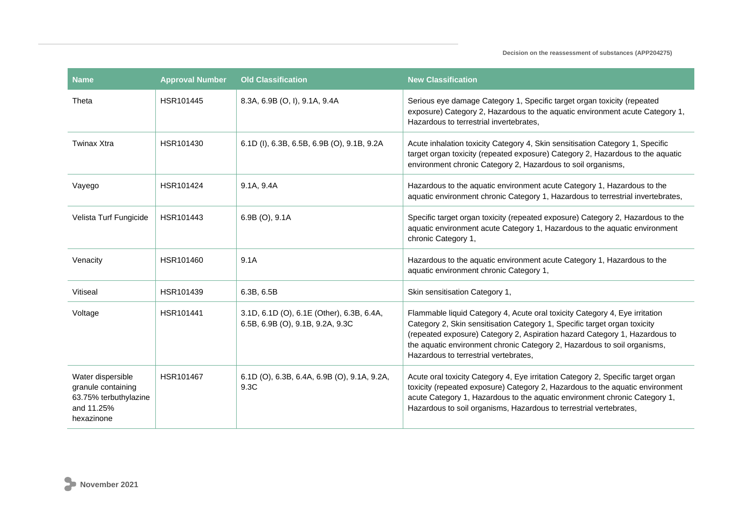| Name | Approval Number | Old Classification | New Classification |
| --- | --- | --- | --- |
| Theta | HSR101445 | 8.3A, 6.9B (O, I), 9.1A, 9.4A | Serious eye damage Category 1, Specific target organ toxicity (repeated exposure) Category 2, Hazardous to the aquatic environment acute Category 1, Hazardous to terrestrial invertebrates, |
| Twinax Xtra | HSR101430 | 6.1D (I), 6.3B, 6.5B, 6.9B (O), 9.1B, 9.2A | Acute inhalation toxicity Category 4, Skin sensitisation Category 1, Specific target organ toxicity (repeated exposure) Category 2, Hazardous to the aquatic environment chronic Category 2, Hazardous to soil organisms, |
| Vayego | HSR101424 | 9.1A, 9.4A | Hazardous to the aquatic environment acute Category 1, Hazardous to the aquatic environment chronic Category 1, Hazardous to terrestrial invertebrates, |
| Velista Turf Fungicide | HSR101443 | 6.9B (O), 9.1A | Specific target organ toxicity (repeated exposure) Category 2, Hazardous to the aquatic environment acute Category 1, Hazardous to the aquatic environment chronic Category 1, |
| Venacity | HSR101460 | 9.1A | Hazardous to the aquatic environment acute Category 1, Hazardous to the aquatic environment chronic Category 1, |
| Vitiseal | HSR101439 | 6.3B, 6.5B | Skin sensitisation Category 1, |
| Voltage | HSR101441 | 3.1D, 6.1D (O), 6.1E (Other), 6.3B, 6.4A, 6.5B, 6.9B (O), 9.1B, 9.2A, 9.3C | Flammable liquid Category 4, Acute oral toxicity Category 4, Eye irritation Category 2, Skin sensitisation Category 1, Specific target organ toxicity (repeated exposure) Category 2, Aspiration hazard Category 1, Hazardous to the aquatic environment chronic Category 2, Hazardous to soil organisms, Hazardous to terrestrial vertebrates, |
| Water dispersible granule containing 63.75% terbuthylazine and 11.25% hexazinone | HSR101467 | 6.1D (O), 6.3B, 6.4A, 6.9B (O), 9.1A, 9.2A, 9.3C | Acute oral toxicity Category 4, Eye irritation Category 2, Specific target organ toxicity (repeated exposure) Category 2, Hazardous to the aquatic environment acute Category 1, Hazardous to the aquatic environment chronic Category 1, Hazardous to soil organisms, Hazardous to terrestrial vertebrates, |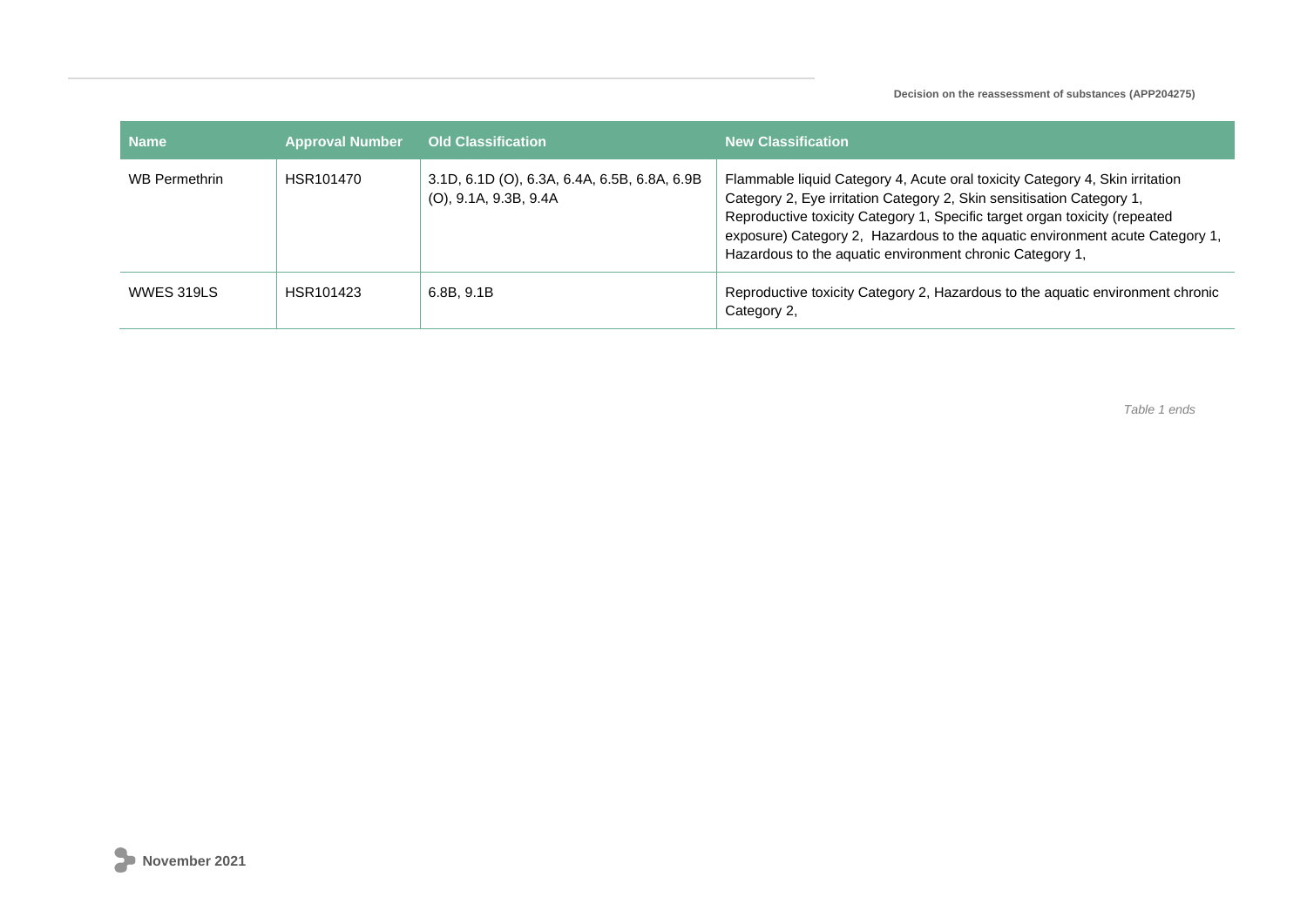| Name | Approval Number | Old Classification | New Classification |
|---|---|---|---|
| WB Permethrin | HSR101470 | 3.1D, 6.1D (O), 6.3A, 6.4A, 6.5B, 6.8A, 6.9B (O), 9.1A, 9.3B, 9.4A | Flammable liquid Category 4, Acute oral toxicity Category 4, Skin irritation Category 2, Eye irritation Category 2, Skin sensitisation Category 1, Reproductive toxicity Category 1, Specific target organ toxicity (repeated exposure) Category 2, Hazardous to the aquatic environment acute Category 1, Hazardous to the aquatic environment chronic Category 1, |
| WWES 319LS | HSR101423 | 6.8B, 9.1B | Reproductive toxicity Category 2, Hazardous to the aquatic environment chronic Category 2, |

*Table 1 ends*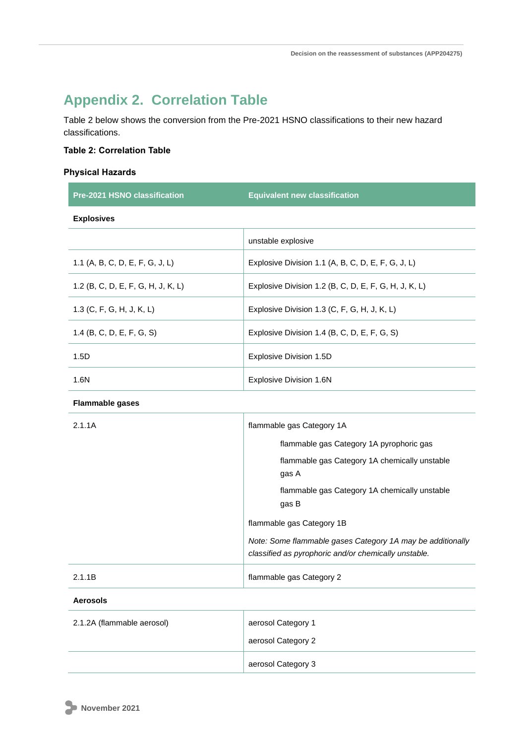## Appendix 2. Correlation Table

Table 2 below shows the conversion from the Pre-2021 HSNO classifications to their new hazard classifications.

**Table 2: Correlation Table**

**Physical Hazards**

| Pre-2021 HSNO classification | Equivalent new classification |
|---|---|
| **Explosives** | |
| | unstable explosive |
| 1.1 (A, B, C, D, E, F, G, J, L) | Explosive Division 1.1 (A, B, C, D, E, F, G, J, L) |
| 1.2 (B, C, D, E, F, G, H, J, K, L) | Explosive Division 1.2 (B, C, D, E, F, G, H, J, K, L) |
| 1.3 (C, F, G, H, J, K, L) | Explosive Division 1.3 (C, F, G, H, J, K, L) |
| 1.4 (B, C, D, E, F, G, S) | Explosive Division 1.4 (B, C, D, E, F, G, S) |
| 1.5D | Explosive Division 1.5D |
| 1.6N | Explosive Division 1.6N |
| **Flammable gases** | |
| 2.1.1A | flammable gas Category 1A<br>flammable gas Category 1A pyrophoric gas<br>flammable gas Category 1A chemically unstable gas A<br>flammable gas Category 1A chemically unstable gas B<br>flammable gas Category 1B<br>*Note: Some flammable gases Category 1A may be additionally classified as pyrophoric and/or chemically unstable.* |
| 2.1.1B | flammable gas Category 2 |
| **Aerosols** | |
| 2.1.2A (flammable aerosol) | aerosol Category 1<br>aerosol Category 2 |
| | aerosol Category 3 |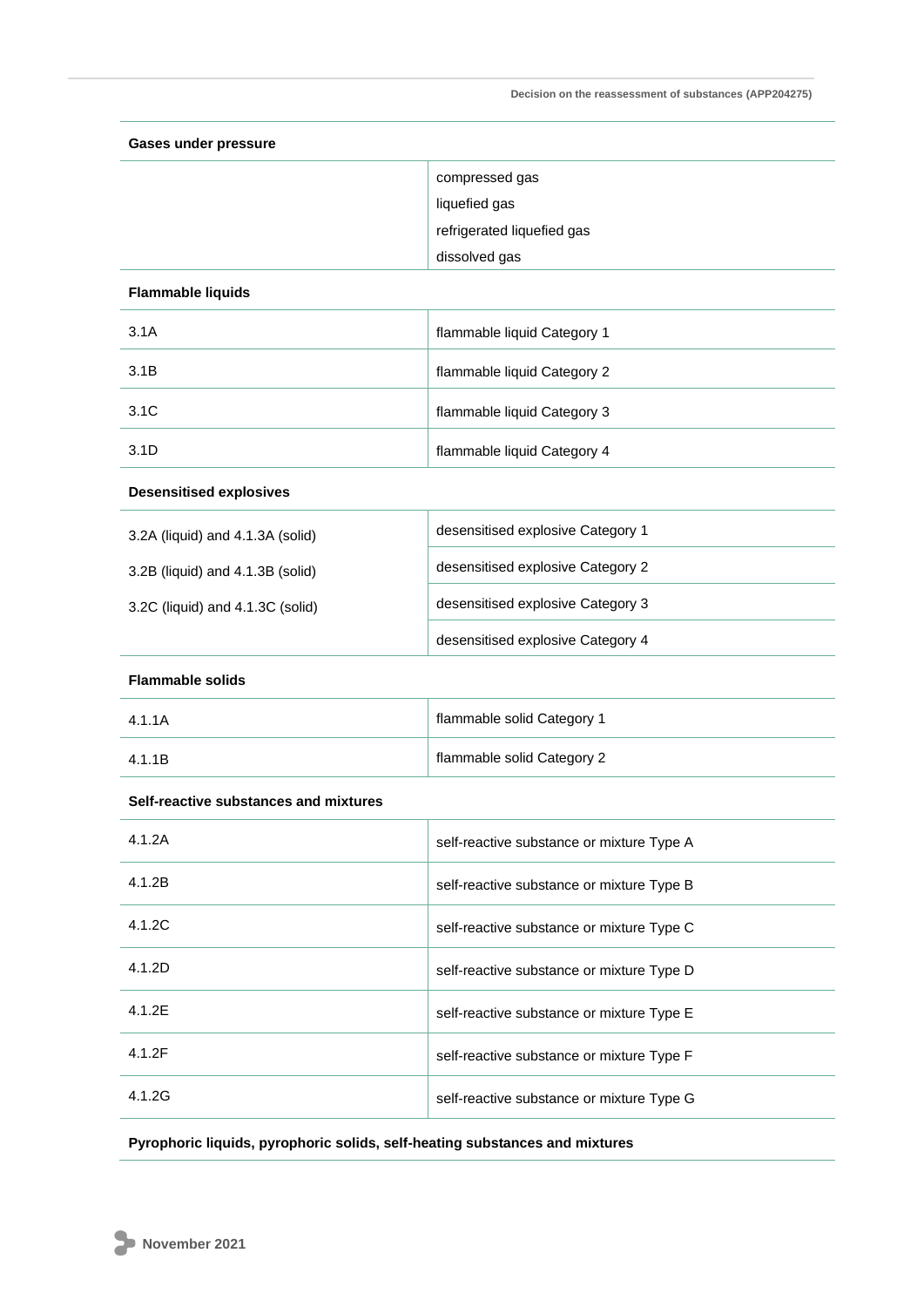| | |
|---|---|
| **Gases under pressure** | |
| | compressed gas<br>liquefied gas<br>refrigerated liquefied gas<br>dissolved gas |
| **Flammable liquids** | |
| 3.1A | flammable liquid Category 1 |
| 3.1B | flammable liquid Category 2 |
| 3.1C | flammable liquid Category 3 |
| 3.1D | flammable liquid Category 4 |
| **Desensitised explosives** | |
| 3.2A (liquid) and 4.1.3A (solid)<br>3.2B (liquid) and 4.1.3B (solid)<br>3.2C (liquid) and 4.1.3C (solid) | desensitised explosive Category 1<br>desensitised explosive Category 2<br>desensitised explosive Category 3<br>desensitised explosive Category 4 |
| **Flammable solids** | |
| 4.1.1A | flammable solid Category 1 |
| 4.1.1B | flammable solid Category 2 |
| **Self-reactive substances and mixtures** | |
| 4.1.2A | self-reactive substance or mixture Type A |
| 4.1.2B | self-reactive substance or mixture Type B |
| 4.1.2C | self-reactive substance or mixture Type C |
| 4.1.2D | self-reactive substance or mixture Type D |
| 4.1.2E | self-reactive substance or mixture Type E |
| 4.1.2F | self-reactive substance or mixture Type F |
| 4.1.2G | self-reactive substance or mixture Type G |
| **Pyrophoric liquids, pyrophoric solids, self-heating substances and mixtures** | |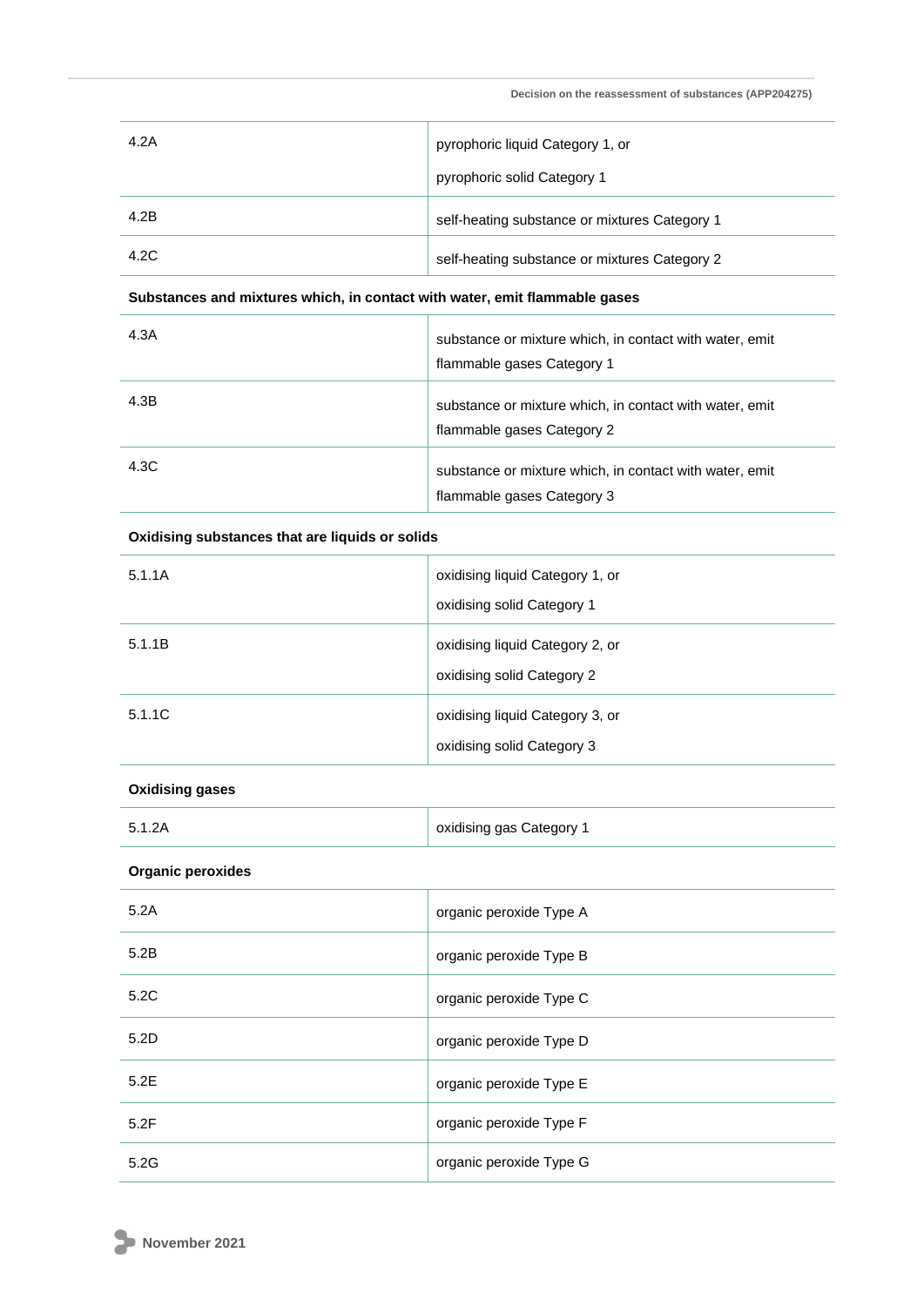| | |
|---|---|
| 4.2A | pyrophoric liquid Category 1, or<br>pyrophoric solid Category 1 |
| 4.2B | self-heating substance or mixtures Category 1 |
| 4.2C | self-heating substance or mixtures Category 2 |

**Substances and mixtures which, in contact with water, emit flammable gases**

| | |
|---|---|
| 4.3A | substance or mixture which, in contact with water, emit flammable gases Category 1 |
| 4.3B | substance or mixture which, in contact with water, emit flammable gases Category 2 |
| 4.3C | substance or mixture which, in contact with water, emit flammable gases Category 3 |

**Oxidising substances that are liquids or solids**

| | |
|---|---|
| 5.1.1A | oxidising liquid Category 1, or<br>oxidising solid Category 1 |
| 5.1.1B | oxidising liquid Category 2, or<br>oxidising solid Category 2 |
| 5.1.1C | oxidising liquid Category 3, or<br>oxidising solid Category 3 |

**Oxidising gases**

| | |
|---|---|
| 5.1.2A | oxidising gas Category 1 |

**Organic peroxides**

| | |
|---|---|
| 5.2A | organic peroxide Type A |
| 5.2B | organic peroxide Type B |
| 5.2C | organic peroxide Type C |
| 5.2D | organic peroxide Type D |
| 5.2E | organic peroxide Type E |
| 5.2F | organic peroxide Type F |
| 5.2G | organic peroxide Type G |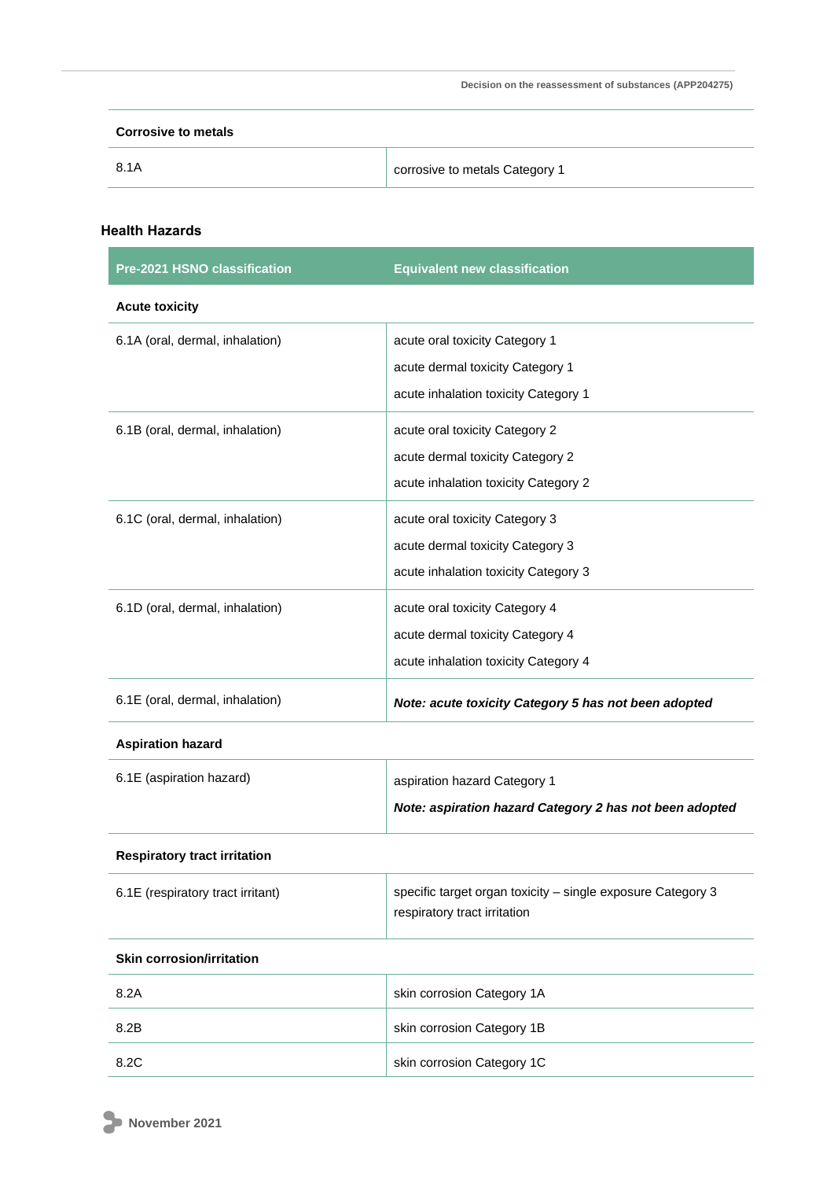| Corrosive to metals | |
|---|---|
| 8.1A | corrosive to metals Category 1 |

## Health Hazards

| Pre-2021 HSNO classification | Equivalent new classification |
|---|---|
| **Acute toxicity** | |
| 6.1A (oral, dermal, inhalation) | acute oral toxicity Category 1<br>acute dermal toxicity Category 1<br>acute inhalation toxicity Category 1 |
| 6.1B (oral, dermal, inhalation) | acute oral toxicity Category 2<br>acute dermal toxicity Category 2<br>acute inhalation toxicity Category 2 |
| 6.1C (oral, dermal, inhalation) | acute oral toxicity Category 3<br>acute dermal toxicity Category 3<br>acute inhalation toxicity Category 3 |
| 6.1D (oral, dermal, inhalation) | acute oral toxicity Category 4<br>acute dermal toxicity Category 4<br>acute inhalation toxicity Category 4 |
| 6.1E (oral, dermal, inhalation) | ***Note: acute toxicity Category 5 has not been adopted*** |
| **Aspiration hazard** | |
| 6.1E (aspiration hazard) | aspiration hazard Category 1<br>***Note: aspiration hazard Category 2 has not been adopted*** |
| **Respiratory tract irritation** | |
| 6.1E (respiratory tract irritant) | specific target organ toxicity – single exposure Category 3 respiratory tract irritation |
| **Skin corrosion/irritation** | |
| 8.2A | skin corrosion Category 1A |
| 8.2B | skin corrosion Category 1B |
| 8.2C | skin corrosion Category 1C |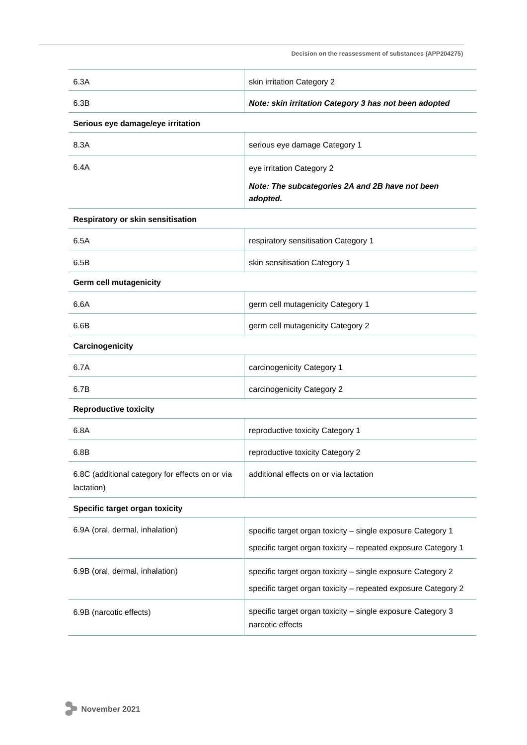| | |
|---|---|
| 6.3A | skin irritation Category 2 |
| 6.3B | ***Note: skin irritation Category 3 has not been adopted*** |
| **Serious eye damage/eye irritation** | |
| 8.3A | serious eye damage Category 1 |
| 6.4A | eye irritation Category 2<br><br>***Note: The subcategories 2A and 2B have not been adopted.*** |
| **Respiratory or skin sensitisation** | |
| 6.5A | respiratory sensitisation Category 1 |
| 6.5B | skin sensitisation Category 1 |
| **Germ cell mutagenicity** | |
| 6.6A | germ cell mutagenicity Category 1 |
| 6.6B | germ cell mutagenicity Category 2 |
| **Carcinogenicity** | |
| 6.7A | carcinogenicity Category 1 |
| 6.7B | carcinogenicity Category 2 |
| **Reproductive toxicity** | |
| 6.8A | reproductive toxicity Category 1 |
| 6.8B | reproductive toxicity Category 2 |
| 6.8C (additional category for effects on or via lactation) | additional effects on or via lactation |
| **Specific target organ toxicity** | |
| 6.9A (oral, dermal, inhalation) | specific target organ toxicity – single exposure Category 1<br><br>specific target organ toxicity – repeated exposure Category 1 |
| 6.9B (oral, dermal, inhalation) | specific target organ toxicity – single exposure Category 2<br><br>specific target organ toxicity – repeated exposure Category 2 |
| 6.9B (narcotic effects) | specific target organ toxicity – single exposure Category 3 narcotic effects |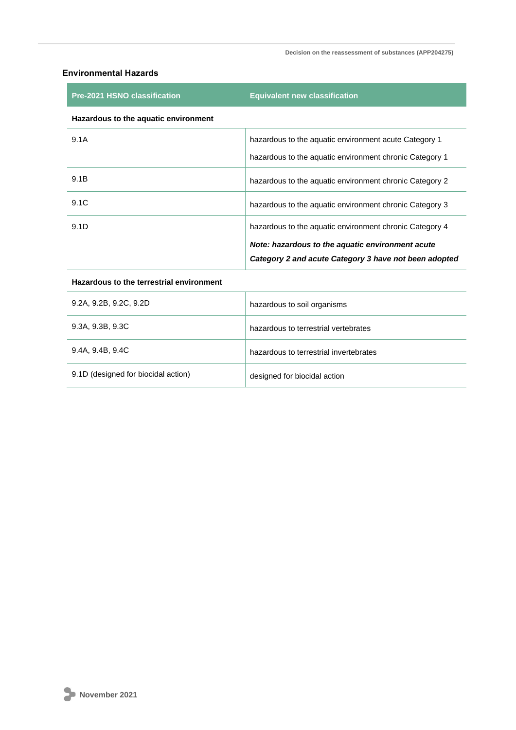## Environmental Hazards

| Pre-2021 HSNO classification | Equivalent new classification |
|---|---|
| **Hazardous to the aquatic environment** | |
| 9.1A | hazardous to the aquatic environment acute Category 1<br>hazardous to the aquatic environment chronic Category 1 |
| 9.1B | hazardous to the aquatic environment chronic Category 2 |
| 9.1C | hazardous to the aquatic environment chronic Category 3 |
| 9.1D | hazardous to the aquatic environment chronic Category 4<br>***Note: hazardous to the aquatic environment acute Category 2 and acute Category 3 have not been adopted*** |
| **Hazardous to the terrestrial environment** | |
| 9.2A, 9.2B, 9.2C, 9.2D | hazardous to soil organisms |
| 9.3A, 9.3B, 9.3C | hazardous to terrestrial vertebrates |
| 9.4A, 9.4B, 9.4C | hazardous to terrestrial invertebrates |
| 9.1D (designed for biocidal action) | designed for biocidal action |